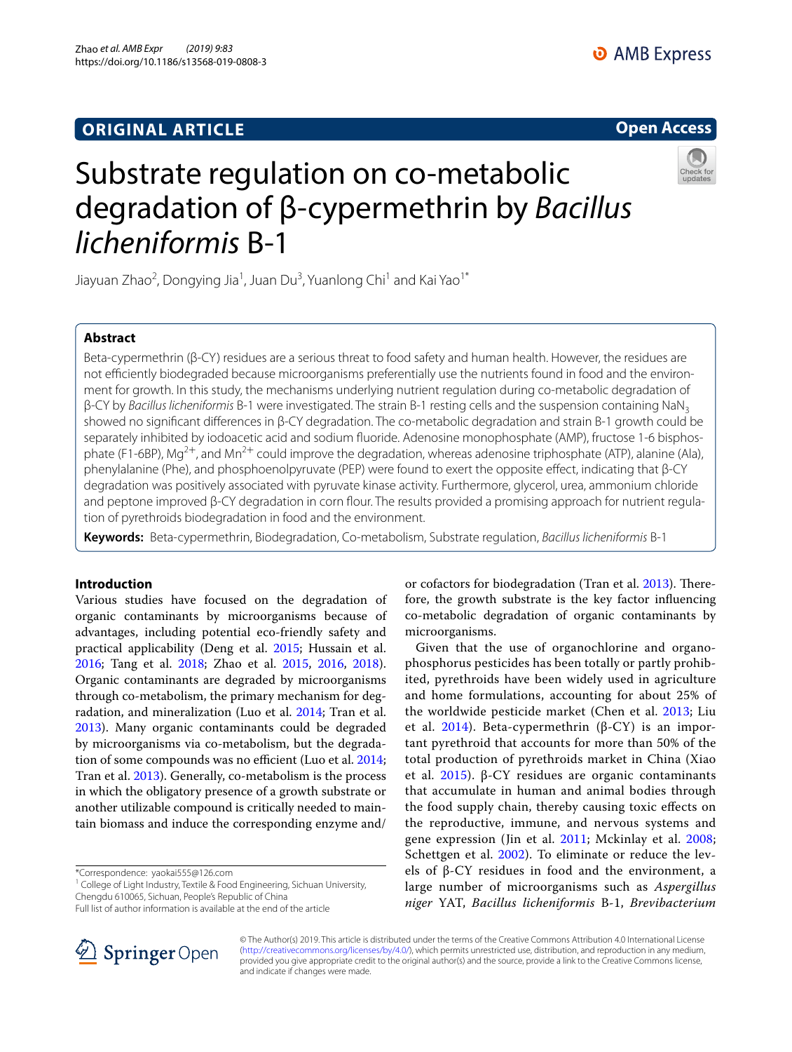ORIGINAL ARTICLE

Open Access

# Substrate regulation on co-metabolic degradation of β-cypermethrin by *Bacillus licheniformis* B-1

Jiayuan Zhao[2], Dongying Jia[1], Juan Du[3], Yuanlong Chi[1] and Kai Yao[1*]

## Abstract

Beta-cypermethrin (β-CY) residues are a serious threat to food safety and human health. However, the residues are not efficiently biodegraded because microorganisms preferentially use the nutrients found in food and the environment for growth. In this study, the mechanisms underlying nutrient regulation during co-metabolic degradation of β-CY by *Bacillus licheniformis* B-1 were investigated. The strain B-1 resting cells and the suspension containing $NaN_3$ showed no significant differences in β-CY degradation. The co-metabolic degradation and strain B-1 growth could be separately inhibited by iodoacetic acid and sodium fluoride. Adenosine monophosphate (AMP), fructose 1-6 bisphosphate (F1-6BP), $Mg^{2+}$, and $Mn^{2+}$ could improve the degradation, whereas adenosine triphosphate (ATP), alanine (Ala), phenylalanine (Phe), and phosphoenolpyruvate (PEP) were found to exert the opposite effect, indicating that β-CY degradation was positively associated with pyruvate kinase activity. Furthermore, glycerol, urea, ammonium chloride and peptone improved β-CY degradation in corn flour. The results provided a promising approach for nutrient regulation of pyrethroids biodegradation in food and the environment.

**Keywords:** Beta-cypermethrin, Biodegradation, Co-metabolism, Substrate regulation, *Bacillus licheniformis* B-1

## Introduction

Various studies have focused on the degradation of organic contaminants by microorganisms because of advantages, including potential eco-friendly safety and practical applicability (Deng et al. 2015; Hussain et al. 2016; Tang et al. 2018; Zhao et al. 2015, 2016, 2018). Organic contaminants are degraded by microorganisms through co-metabolism, the primary mechanism for degradation, and mineralization (Luo et al. 2014; Tran et al. 2013). Many organic contaminants could be degraded by microorganisms via co-metabolism, but the degradation of some compounds was no efficient (Luo et al. 2014; Tran et al. 2013). Generally, co-metabolism is the process in which the obligatory presence of a growth substrate or another utilizable compound is critically needed to maintain biomass and induce the corresponding enzyme and/or cofactors for biodegradation (Tran et al. 2013). Therefore, the growth substrate is the key factor influencing co-metabolic degradation of organic contaminants by microorganisms.

Given that the use of organochlorine and organophosphorus pesticides has been totally or partly prohibited, pyrethroids have been widely used in agriculture and home formulations, accounting for about 25% of the worldwide pesticide market (Chen et al. 2013; Liu et al. 2014). Beta-cypermethrin (β-CY) is an important pyrethroid that accounts for more than 50% of the total production of pyrethroids market in China (Xiao et al. 2015). β-CY residues are organic contaminants that accumulate in human and animal bodies through the food supply chain, thereby causing toxic effects on the reproductive, immune, and nervous systems and gene expression (Jin et al. 2011; Mckinlay et al. 2008; Schettgen et al. 2002). To eliminate or reduce the levels of β-CY residues in food and the environment, a large number of microorganisms such as *Aspergillus niger* YAT, *Bacillus licheniformis* B-1, *Brevibacterium*

*Correspondence: yaokai555@126.com
[1] College of Light Industry, Textile & Food Engineering, Sichuan University, Chengdu 610065, Sichuan, People's Republic of China
Full list of author information is available at the end of the article

© The Author(s) 2019. This article is distributed under the terms of the Creative Commons Attribution 4.0 International License (http://creativecommons.org/licenses/by/4.0/), which permits unrestricted use, distribution, and reproduction in any medium, provided you give appropriate credit to the original author(s) and the source, provide a link to the Creative Commons license, and indicate if changes were made.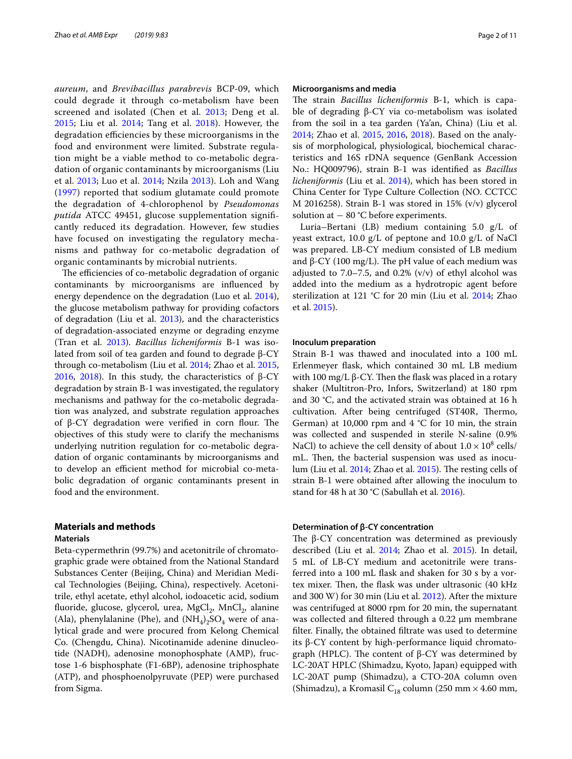*aureum*, and *Brevibacillus parabrevis* BCP-09, which could degrade it through co-metabolism have been screened and isolated (Chen et al. 2013; Deng et al. 2015; Liu et al. 2014; Tang et al. 2018). However, the degradation efficiencies by these microorganisms in the food and environment were limited. Substrate regulation might be a viable method to co-metabolic degradation of organic contaminants by microorganisms (Liu et al. 2013; Luo et al. 2014; Nzila 2013). Loh and Wang (1997) reported that sodium glutamate could promote the degradation of 4-chlorophenol by *Pseudomonas putida* ATCC 49451, glucose supplementation significantly reduced its degradation. However, few studies have focused on investigating the regulatory mechanisms and pathway for co-metabolic degradation of organic contaminants by microbial nutrients.

The efficiencies of co-metabolic degradation of organic contaminants by microorganisms are influenced by energy dependence on the degradation (Luo et al. 2014), the glucose metabolism pathway for providing cofactors of degradation (Liu et al. 2013), and the characteristics of degradation-associated enzyme or degrading enzyme (Tran et al. 2013). *Bacillus licheniformis* B-1 was isolated from soil of tea garden and found to degrade β-CY through co-metabolism (Liu et al. 2014; Zhao et al. 2015, 2016, 2018). In this study, the characteristics of β-CY degradation by strain B-1 was investigated, the regulatory mechanisms and pathway for the co-metabolic degradation was analyzed, and substrate regulation approaches of β-CY degradation were verified in corn flour. The objectives of this study were to clarify the mechanisms underlying nutrition regulation for co-metabolic degradation of organic contaminants by microorganisms and to develop an efficient method for microbial co-metabolic degradation of organic contaminants present in food and the environment.

## Materials and methods

### Materials

Beta-cypermethrin (99.7%) and acetonitrile of chromatographic grade were obtained from the National Standard Substances Center (Beijing, China) and Meridian Medical Technologies (Beijing, China), respectively. Acetonitrile, ethyl acetate, ethyl alcohol, iodoacetic acid, sodium fluoride, glucose, glycerol, urea, $MgCl_2$, $MnCl_2$, alanine (Ala), phenylalanine (Phe), and $(NH_4)_2SO_4$ were of analytical grade and were procured from Kelong Chemical Co. (Chengdu, China). Nicotinamide adenine dinucleotide (NADH), adenosine monophosphate (AMP), fructose 1-6 bisphosphate (F1-6BP), adenosine triphosphate (ATP), and phosphoenolpyruvate (PEP) were purchased from Sigma.

### Microorganisms and media

The strain *Bacillus licheniformis* B-1, which is capable of degrading β-CY via co-metabolism was isolated from the soil in a tea garden (Ya'an, China) (Liu et al. 2014; Zhao et al. 2015, 2016, 2018). Based on the analysis of morphological, physiological, biochemical characteristics and 16S rDNA sequence (GenBank Accession No.: HQ009796), strain B-1 was identified as *Bacillus licheniformis* (Liu et al. 2014), which has been stored in China Center for Type Culture Collection (NO. CCTCC M 2016258). Strain B-1 was stored in 15% (v/v) glycerol solution at − 80 °C before experiments.

Luria–Bertani (LB) medium containing 5.0 g/L of yeast extract, 10.0 g/L of peptone and 10.0 g/L of NaCl was prepared. LB-CY medium consisted of LB medium and β-CY (100 mg/L). The pH value of each medium was adjusted to 7.0–7.5, and 0.2% (v/v) of ethyl alcohol was added into the medium as a hydrotropic agent before sterilization at 121 °C for 20 min (Liu et al. 2014; Zhao et al. 2015).

### Inoculum preparation

Strain B-1 was thawed and inoculated into a 100 mL Erlenmeyer flask, which contained 30 mL LB medium with 100 mg/L β-CY. Then the flask was placed in a rotary shaker (Multitron-Pro, Infors, Switzerland) at 180 rpm and 30 °C, and the activated strain was obtained at 16 h cultivation. After being centrifuged (ST40R, Thermo, German) at 10,000 rpm and 4 °C for 10 min, the strain was collected and suspended in sterile N-saline (0.9% NaCl) to achieve the cell density of about $1.0 \times 10^8$ cells/mL. Then, the bacterial suspension was used as inoculum (Liu et al. 2014; Zhao et al. 2015). The resting cells of strain B-1 were obtained after allowing the inoculum to stand for 48 h at 30 °C (Sabullah et al. 2016).

### Determination of β-CY concentration

The β-CY concentration was determined as previously described (Liu et al. 2014; Zhao et al. 2015). In detail, 5 mL of LB-CY medium and acetonitrile were transferred into a 100 mL flask and shaken for 30 s by a vortex mixer. Then, the flask was under ultrasonic (40 kHz and 300 W) for 30 min (Liu et al. 2012). After the mixture was centrifuged at 8000 rpm for 20 min, the supernatant was collected and filtered through a 0.22 μm membrane filter. Finally, the obtained filtrate was used to determine its β-CY content by high-performance liquid chromatograph (HPLC). The content of β-CY was determined by LC-20AT HPLC (Shimadzu, Kyoto, Japan) equipped with LC-20AT pump (Shimadzu), a CTO-20A column oven (Shimadzu), a Kromasil $C_{18}$ column (250 mm × 4.60 mm,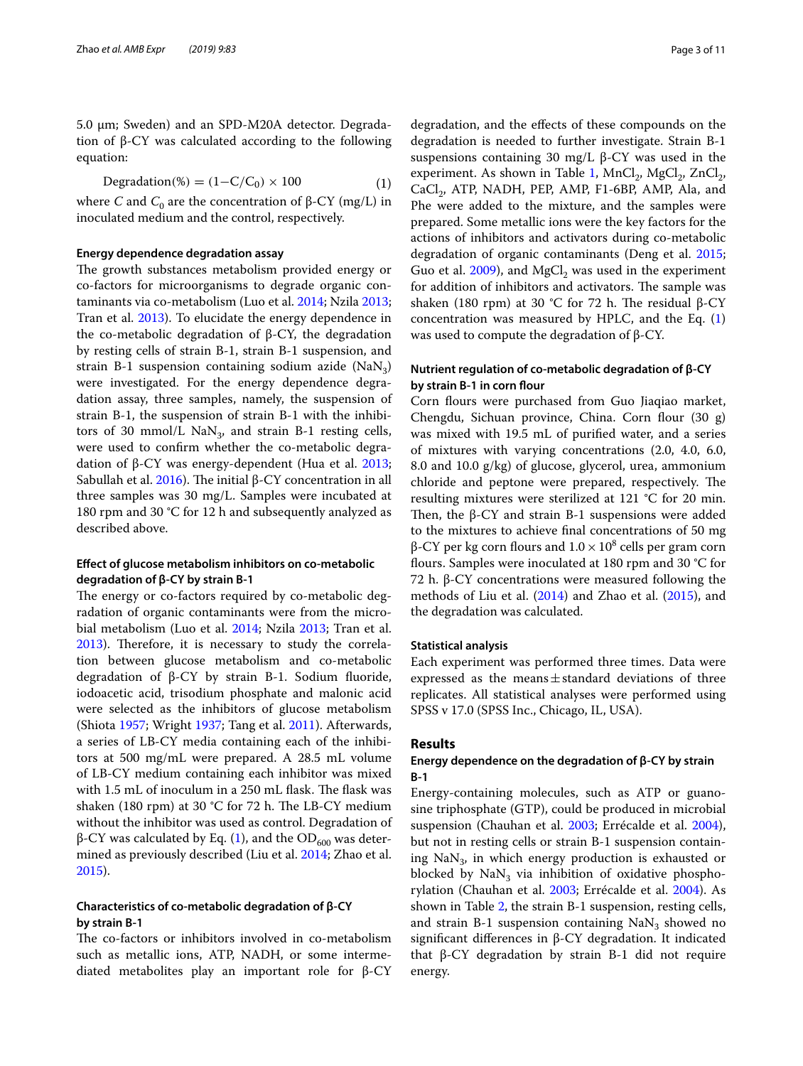5.0 μm; Sweden) and an SPD-M20A detector. Degradation of β-CY was calculated according to the following equation:

$$\text{Degradation}(\%) = (1 - C/C_0) \times 100 \quad (1)$$

where $C$ and $C_0$ are the concentration of β-CY (mg/L) in inoculated medium and the control, respectively.

#### Energy dependence degradation assay

The growth substances metabolism provided energy or co-factors for microorganisms to degrade organic contaminants via co-metabolism (Luo et al. 2014; Nzila 2013; Tran et al. 2013). To elucidate the energy dependence in the co-metabolic degradation of β-CY, the degradation by resting cells of strain B-1, strain B-1 suspension, and strain B-1 suspension containing sodium azide ($NaN_3$) were investigated. For the energy dependence degradation assay, three samples, namely, the suspension of strain B-1, the suspension of strain B-1 with the inhibitors of 30 mmol/L $NaN_3$, and strain B-1 resting cells, were used to confirm whether the co-metabolic degradation of β-CY was energy-dependent (Hua et al. 2013; Sabullah et al. 2016). The initial β-CY concentration in all three samples was 30 mg/L. Samples were incubated at 180 rpm and 30 °C for 12 h and subsequently analyzed as described above.

#### Effect of glucose metabolism inhibitors on co-metabolic degradation of β-CY by strain B-1

The energy or co-factors required by co-metabolic degradation of organic contaminants were from the microbial metabolism (Luo et al. 2014; Nzila 2013; Tran et al. 2013). Therefore, it is necessary to study the correlation between glucose metabolism and co-metabolic degradation of β-CY by strain B-1. Sodium fluoride, iodoacetic acid, trisodium phosphate and malonic acid were selected as the inhibitors of glucose metabolism (Shiota 1957; Wright 1937; Tang et al. 2011). Afterwards, a series of LB-CY media containing each of the inhibitors at 500 mg/mL were prepared. A 28.5 mL volume of LB-CY medium containing each inhibitor was mixed with 1.5 mL of inoculum in a 250 mL flask. The flask was shaken (180 rpm) at 30 °C for 72 h. The LB-CY medium without the inhibitor was used as control. Degradation of β-CY was calculated by Eq. (1), and the $OD_{600}$ was determined as previously described (Liu et al. 2014; Zhao et al. 2015).

#### Characteristics of co-metabolic degradation of β-CY by strain B-1

The co-factors or inhibitors involved in co-metabolism such as metallic ions, ATP, NADH, or some intermediated metabolites play an important role for β-CY degradation, and the effects of these compounds on the degradation is needed to further investigate. Strain B-1 suspensions containing 30 mg/L β-CY was used in the experiment. As shown in Table 1, $MnCl_2$, $MgCl_2$, $ZnCl_2$, $CaCl_2$, ATP, NADH, PEP, AMP, F1-6BP, AMP, Ala, and Phe were added to the mixture, and the samples were prepared. Some metallic ions were the key factors for the actions of inhibitors and activators during co-metabolic degradation of organic contaminants (Deng et al. 2015; Guo et al. 2009), and $MgCl_2$ was used in the experiment for addition of inhibitors and activators. The sample was shaken (180 rpm) at 30 °C for 72 h. The residual β-CY concentration was measured by HPLC, and the Eq. (1) was used to compute the degradation of β-CY.

#### Nutrient regulation of co-metabolic degradation of β-CY by strain B-1 in corn flour

Corn flours were purchased from Guo Jiaqiao market, Chengdu, Sichuan province, China. Corn flour (30 g) was mixed with 19.5 mL of purified water, and a series of mixtures with varying concentrations (2.0, 4.0, 6.0, 8.0 and 10.0 g/kg) of glucose, glycerol, urea, ammonium chloride and peptone were prepared, respectively. The resulting mixtures were sterilized at 121 °C for 20 min. Then, the β-CY and strain B-1 suspensions were added to the mixtures to achieve final concentrations of 50 mg β-CY per kg corn flours and $1.0 \times 10^8$ cells per gram corn flours. Samples were inoculated at 180 rpm and 30 °C for 72 h. β-CY concentrations were measured following the methods of Liu et al. (2014) and Zhao et al. (2015), and the degradation was calculated.

#### Statistical analysis

Each experiment was performed three times. Data were expressed as the means ± standard deviations of three replicates. All statistical analyses were performed using SPSS v 17.0 (SPSS Inc., Chicago, IL, USA).

## Results

### Energy dependence on the degradation of β-CY by strain B-1

Energy-containing molecules, such as ATP or guanosine triphosphate (GTP), could be produced in microbial suspension (Chauhan et al. 2003; Errécalde et al. 2004), but not in resting cells or strain B-1 suspension containing $NaN_3$, in which energy production is exhausted or blocked by $NaN_3$ via inhibition of oxidative phosphorylation (Chauhan et al. 2003; Errécalde et al. 2004). As shown in Table 2, the strain B-1 suspension, resting cells, and strain B-1 suspension containing $NaN_3$ showed no significant differences in β-CY degradation. It indicated that β-CY degradation by strain B-1 did not require energy.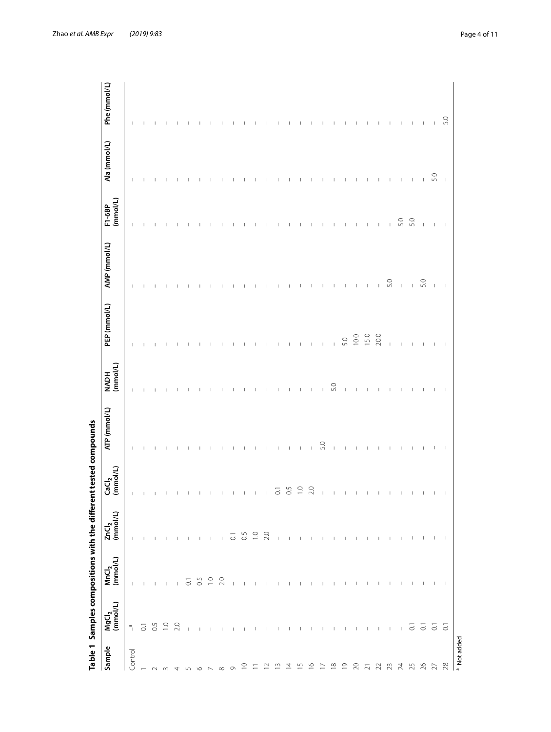**Table 1 Samples compositions with the different tested compounds**

| Sample | $MgCl_2$ (mmol/L) | $MnCl_2$ (mmol/L) | $ZnCl_2$ (mmol/L) | $CaCl_2$ (mmol/L) | ATP (mmol/L) | NADH (mmol/L) | PEP (mmol/L) | AMP (mmol/L) | F1-6BP (mmol/L) | Ala (mmol/L) | Phe (mmol/L) |
|---|---|---|---|---|---|---|---|---|---|---|---|
| Control | –[a] | – | – | – | – | – | – | – | – | – | – |
| 1 | 0.1 | – | – | – | – | – | – | – | – | – | – |
| 2 | 0.5 | – | – | – | – | – | – | – | – | – | – |
| 3 | 1.0 | – | – | – | – | – | – | – | – | – | – |
| 4 | 2.0 | – | – | – | – | – | – | – | – | – | – |
| 5 | – | 0.1 | – | – | – | – | – | – | – | – | – |
| 6 | – | 0.5 | – | – | – | – | – | – | – | – | – |
| 7 | – | 1.0 | – | – | – | – | – | – | – | – | – |
| 8 | – | 2.0 | – | – | – | – | – | – | – | – | – |
| 9 | – | – | 0.1 | – | – | – | – | – | – | – | – |
| 10 | – | – | 0.5 | – | – | – | – | – | – | – | – |
| 11 | – | – | 1.0 | – | – | – | – | – | – | – | – |
| 12 | – | – | 2.0 | – | – | – | – | – | – | – | – |
| 13 | – | – | – | 0.1 | – | – | – | – | – | – | – |
| 14 | – | – | – | 0.5 | – | – | – | – | – | – | – |
| 15 | – | – | – | 1.0 | – | – | – | – | – | – | – |
| 16 | – | – | – | 2.0 | – | – | – | – | – | – | – |
| 17 | – | – | – | – | 5.0 | – | – | – | – | – | – |
| 18 | – | – | – | – | – | 5.0 | – | – | – | – | – |
| 19 | – | – | – | – | – | – | 5.0 | – | – | – | – |
| 20 | – | – | – | – | – | – | 10.0 | – | – | – | – |
| 21 | – | – | – | – | – | – | 15.0 | – | – | – | – |
| 22 | – | – | – | – | – | – | 20.0 | – | – | – | – |
| 23 | – | – | – | – | – | – | – | 5.0 | – | – | – |
| 24 | – | – | – | – | – | – | – | – | 5.0 | – | – |
| 25 | 0.1 | – | – | – | – | – | – | – | 5.0 | – | – |
| 26 | 0.1 | – | – | – | – | – | – | 5.0 | – | – | – |
| 27 | 0.1 | – | – | – | – | – | – | – | – | 5.0 | – |
| 28 | 0.1 | – | – | – | – | – | – | – | – | – | 5.0 |

[a] Not added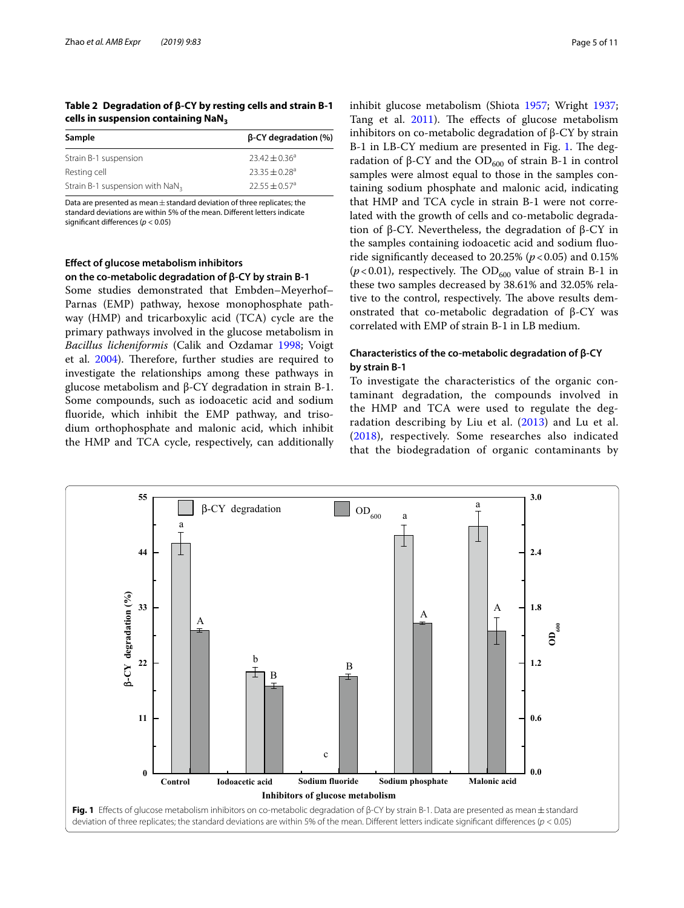**Table 2 Degradation of β-CY by resting cells and strain B-1 cells in suspension containing $NaN_3$**

| Sample | β-CY degradation (%) |
|---|---|
| Strain B-1 suspension | $23.42 \pm 0.36^a$ |
| Resting cell | $23.35 \pm 0.28^a$ |
| Strain B-1 suspension with $NaN_3$ | $22.55 \pm 0.57^a$ |

Data are presented as mean ± standard deviation of three replicates; the standard deviations are within 5% of the mean. Different letters indicate significant differences ($p < 0.05$)

### Effect of glucose metabolism inhibitors on the co-metabolic degradation of β-CY by strain B-1

Some studies demonstrated that Embden–Meyerhof–Parnas (EMP) pathway, hexose monophosphate pathway (HMP) and tricarboxylic acid (TCA) cycle are the primary pathways involved in the glucose metabolism in *Bacillus licheniformis* (Calik and Ozdamar 1998; Voigt et al. 2004). Therefore, further studies are required to investigate the relationships among these pathways in glucose metabolism and β-CY degradation in strain B-1. Some compounds, such as iodoacetic acid and sodium fluoride, which inhibit the EMP pathway, and trisodium orthophosphate and malonic acid, which inhibit the HMP and TCA cycle, respectively, can additionally inhibit glucose metabolism (Shiota 1957; Wright 1937; Tang et al. 2011). The effects of glucose metabolism inhibitors on co-metabolic degradation of β-CY by strain B-1 in LB-CY medium are presented in Fig. 1. The degradation of β-CY and the $OD_{600}$ of strain B-1 in control samples were almost equal to those in the samples containing sodium phosphate and malonic acid, indicating that HMP and TCA cycle in strain B-1 were not correlated with the growth of cells and co-metabolic degradation of β-CY. Nevertheless, the degradation of β-CY in the samples containing iodoacetic acid and sodium fluoride significantly deceased to 20.25% ($p < 0.05$) and 0.15% ($p < 0.01$), respectively. The $OD_{600}$ value of strain B-1 in these two samples decreased by 38.61% and 32.05% relative to the control, respectively. The above results demonstrated that co-metabolic degradation of β-CY was correlated with EMP of strain B-1 in LB medium.

### Characteristics of the co-metabolic degradation of β-CY by strain B-1

To investigate the characteristics of the organic contaminant degradation, the compounds involved in the HMP and TCA were used to regulate the degradation describing by Liu et al. (2013) and Lu et al. (2018), respectively. Some researches also indicated that the biodegradation of organic contaminants by

**Fig. 1** Effects of glucose metabolism inhibitors on co-metabolic degradation of β-CY by strain B-1. Data are presented as mean ± standard deviation of three replicates; the standard deviations are within 5% of the mean. Different letters indicate significant differences ($p < 0.05$)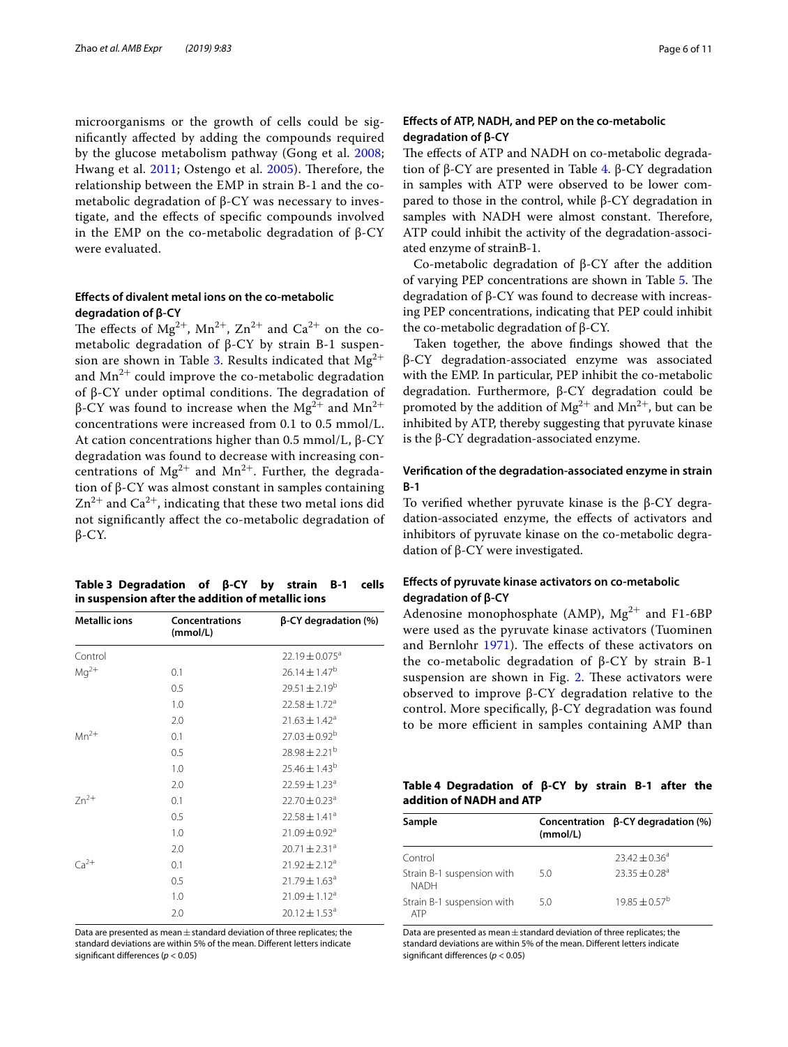microorganisms or the growth of cells could be significantly affected by adding the compounds required by the glucose metabolism pathway (Gong et al. 2008; Hwang et al. 2011; Ostengo et al. 2005). Therefore, the relationship between the EMP in strain B-1 and the co-metabolic degradation of β-CY was necessary to investigate, and the effects of specific compounds involved in the EMP on the co-metabolic degradation of β-CY were evaluated.

### Effects of divalent metal ions on the co-metabolic degradation of β-CY

The effects of $Mg^{2+}$, $Mn^{2+}$, $Zn^{2+}$ and $Ca^{2+}$ on the co-metabolic degradation of β-CY by strain B-1 suspension are shown in Table 3. Results indicated that $Mg^{2+}$ and $Mn^{2+}$ could improve the co-metabolic degradation of β-CY under optimal conditions. The degradation of β-CY was found to increase when the $Mg^{2+}$ and $Mn^{2+}$ concentrations were increased from 0.1 to 0.5 mmol/L. At cation concentrations higher than 0.5 mmol/L, β-CY degradation was found to decrease with increasing concentrations of $Mg^{2+}$ and $Mn^{2+}$. Further, the degradation of β-CY was almost constant in samples containing $Zn^{2+}$ and $Ca^{2+}$, indicating that these two metal ions did not significantly affect the co-metabolic degradation of β-CY.

**Table 3 Degradation of β-CY by strain B-1 cells in suspension after the addition of metallic ions**

| Metallic ions | Concentrations (mmol/L) | β-CY degradation (%) |
|---|---|---|
| Control | | $22.19 \pm 0.075^{a}$ |
| $Mg^{2+}$ | 0.1 | $26.14 \pm 1.47^{b}$ |
| | 0.5 | $29.51 \pm 2.19^{b}$ |
| | 1.0 | $22.58 \pm 1.72^{a}$ |
| | 2.0 | $21.63 \pm 1.42^{a}$ |
| $Mn^{2+}$ | 0.1 | $27.03 \pm 0.92^{b}$ |
| | 0.5 | $28.98 \pm 2.21^{b}$ |
| | 1.0 | $25.46 \pm 1.43^{b}$ |
| | 2.0 | $22.59 \pm 1.23^{a}$ |
| $Zn^{2+}$ | 0.1 | $22.70 \pm 0.23^{a}$ |
| | 0.5 | $22.58 \pm 1.41^{a}$ |
| | 1.0 | $21.09 \pm 0.92^{a}$ |
| | 2.0 | $20.71 \pm 2.31^{a}$ |
| $Ca^{2+}$ | 0.1 | $21.92 \pm 2.12^{a}$ |
| | 0.5 | $21.79 \pm 1.63^{a}$ |
| | 1.0 | $21.09 \pm 1.12^{a}$ |
| | 2.0 | $20.12 \pm 1.53^{a}$ |

Data are presented as mean ± standard deviation of three replicates; the standard deviations are within 5% of the mean. Different letters indicate significant differences ($p < 0.05$)

### Effects of ATP, NADH, and PEP on the co-metabolic degradation of β-CY

The effects of ATP and NADH on co-metabolic degradation of β-CY are presented in Table 4. β-CY degradation in samples with ATP were observed to be lower compared to those in the control, while β-CY degradation in samples with NADH were almost constant. Therefore, ATP could inhibit the activity of the degradation-associated enzyme of strainB-1.

Co-metabolic degradation of β-CY after the addition of varying PEP concentrations are shown in Table 5. The degradation of β-CY was found to decrease with increasing PEP concentrations, indicating that PEP could inhibit the co-metabolic degradation of β-CY.

Taken together, the above findings showed that the β-CY degradation-associated enzyme was associated with the EMP. In particular, PEP inhibit the co-metabolic degradation. Furthermore, β-CY degradation could be promoted by the addition of $Mg^{2+}$ and $Mn^{2+}$, but can be inhibited by ATP, thereby suggesting that pyruvate kinase is the β-CY degradation-associated enzyme.

### Verification of the degradation-associated enzyme in strain B-1

To verified whether pyruvate kinase is the β-CY degradation-associated enzyme, the effects of activators and inhibitors of pyruvate kinase on the co-metabolic degradation of β-CY were investigated.

### Effects of pyruvate kinase activators on co-metabolic degradation of β-CY

Adenosine monophosphate (AMP), $Mg^{2+}$ and F1-6BP were used as the pyruvate kinase activators (Tuominen and Bernlohr 1971). The effects of these activators on the co-metabolic degradation of β-CY by strain B-1 suspension are shown in Fig. 2. These activators were observed to improve β-CY degradation relative to the control. More specifically, β-CY degradation was found to be more efficient in samples containing AMP than

**Table 4 Degradation of β-CY by strain B-1 after the addition of NADH and ATP**

| Sample | Concentration (mmol/L) | β-CY degradation (%) |
|---|---|---|
| Control | | $23.42 \pm 0.36^{a}$ |
| Strain B-1 suspension with NADH | 5.0 | $23.35 \pm 0.28^{a}$ |
| Strain B-1 suspension with ATP | 5.0 | $19.85 \pm 0.57^{b}$ |

Data are presented as mean ± standard deviation of three replicates; the standard deviations are within 5% of the mean. Different letters indicate significant differences ($p < 0.05$)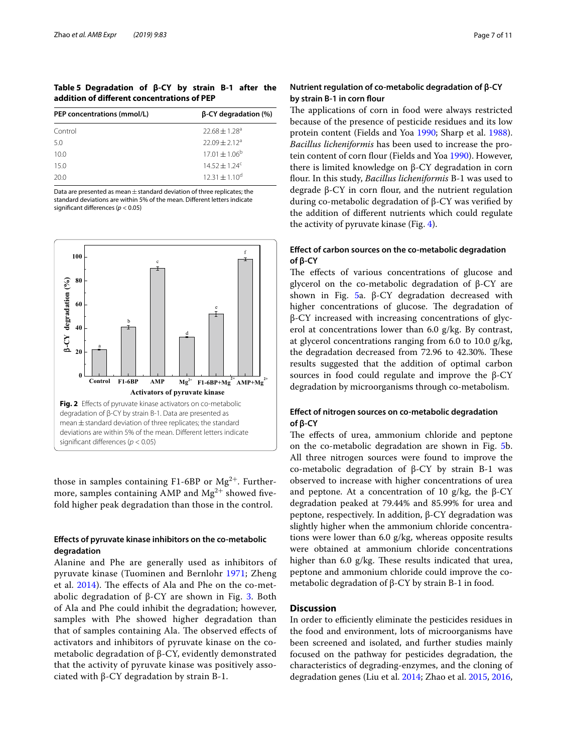**Table 5 Degradation of β-CY by strain B-1 after the addition of different concentrations of PEP**

| PEP concentrations (mmol/L) | β-CY degradation (%) |
|---|---|
| Control | 22.68 ± 1.28[a] |
| 5.0 | 22.09 ± 2.12[a] |
| 10.0 | 17.01 ± 1.06[b] |
| 15.0 | 14.52 ± 1.24[c] |
| 20.0 | 12.31 ± 1.10[d] |

Data are presented as mean ± standard deviation of three replicates; the standard deviations are within 5% of the mean. Different letters indicate significant differences ($p < 0.05$)

**Fig. 2** Effects of pyruvate kinase activators on co-metabolic degradation of β-CY by strain B-1. Data are presented as mean ± standard deviation of three replicates; the standard deviations are within 5% of the mean. Different letters indicate significant differences ($p < 0.05$)

those in samples containing F1-6BP or $Mg^{2+}$. Furthermore, samples containing AMP and $Mg^{2+}$ showed five-fold higher peak degradation than those in the control.

### Effects of pyruvate kinase inhibitors on the co-metabolic degradation

Alanine and Phe are generally used as inhibitors of pyruvate kinase (Tuominen and Bernlohr 1971; Zheng et al. 2014). The effects of Ala and Phe on the co-metabolic degradation of β-CY are shown in Fig. 3. Both of Ala and Phe could inhibit the degradation; however, samples with Phe showed higher degradation than that of samples containing Ala. The observed effects of activators and inhibitors of pyruvate kinase on the co-metabolic degradation of β-CY, evidently demonstrated that the activity of pyruvate kinase was positively associated with β-CY degradation by strain B-1.

### Nutrient regulation of co-metabolic degradation of β-CY by strain B-1 in corn flour

The applications of corn in food were always restricted because of the presence of pesticide residues and its low protein content (Fields and Yoa 1990; Sharp et al. 1988). *Bacillus licheniformis* has been used to increase the protein content of corn flour (Fields and Yoa 1990). However, there is limited knowledge on β-CY degradation in corn flour. In this study, *Bacillus licheniformis* B-1 was used to degrade β-CY in corn flour, and the nutrient regulation during co-metabolic degradation of β-CY was verified by the addition of different nutrients which could regulate the activity of pyruvate kinase (Fig. 4).

### Effect of carbon sources on the co-metabolic degradation of β-CY

The effects of various concentrations of glucose and glycerol on the co-metabolic degradation of β-CY are shown in Fig. 5a. β-CY degradation decreased with higher concentrations of glucose. The degradation of β-CY increased with increasing concentrations of glycerol at concentrations lower than 6.0 g/kg. By contrast, at glycerol concentrations ranging from 6.0 to 10.0 g/kg, the degradation decreased from 72.96 to 42.30%. These results suggested that the addition of optimal carbon sources in food could regulate and improve the β-CY degradation by microorganisms through co-metabolism.

### Effect of nitrogen sources on co-metabolic degradation of β-CY

The effects of urea, ammonium chloride and peptone on the co-metabolic degradation are shown in Fig. 5b. All three nitrogen sources were found to improve the co-metabolic degradation of β-CY by strain B-1 was observed to increase with higher concentrations of urea and peptone. At a concentration of 10 g/kg, the β-CY degradation peaked at 79.44% and 85.99% for urea and peptone, respectively. In addition, β-CY degradation was slightly higher when the ammonium chloride concentrations were lower than 6.0 g/kg, whereas opposite results were obtained at ammonium chloride concentrations higher than 6.0 g/kg. These results indicated that urea, peptone and ammonium chloride could improve the co-metabolic degradation of β-CY by strain B-1 in food.

## Discussion

In order to efficiently eliminate the pesticides residues in the food and environment, lots of microorganisms have been screened and isolated, and further studies mainly focused on the pathway for pesticides degradation, the characteristics of degrading-enzymes, and the cloning of degradation genes (Liu et al. 2014; Zhao et al. 2015, 2016,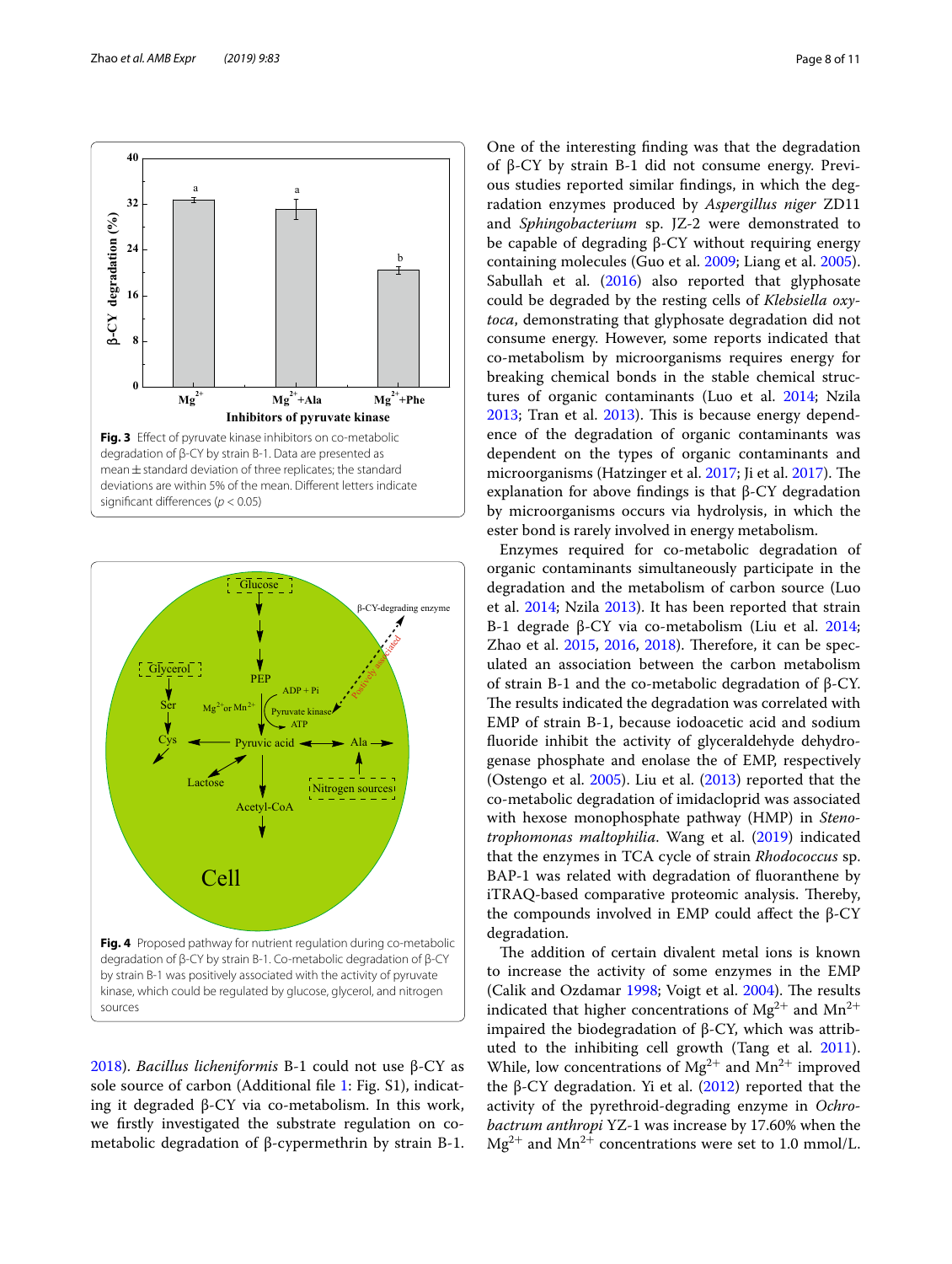Fig. 3 Effect of pyruvate kinase inhibitors on co-metabolic degradation of β-CY by strain B-1. Data are presented as mean ± standard deviation of three replicates; the standard deviations are within 5% of the mean. Different letters indicate significant differences ($p < 0.05$)

Fig. 4 Proposed pathway for nutrient regulation during co-metabolic degradation of β-CY by strain B-1. Co-metabolic degradation of β-CY by strain B-1 was positively associated with the activity of pyruvate kinase, which could be regulated by glucose, glycerol, and nitrogen sources

2018). *Bacillus licheniformis* B-1 could not use β-CY as sole source of carbon (Additional file 1: Fig. S1), indicating it degraded β-CY via co-metabolism. In this work, we firstly investigated the substrate regulation on co-metabolic degradation of β-cypermethrin by strain B-1. One of the interesting finding was that the degradation of β-CY by strain B-1 did not consume energy. Previous studies reported similar findings, in which the degradation enzymes produced by *Aspergillus niger* ZD11 and *Sphingobacterium* sp. JZ-2 were demonstrated to be capable of degrading β-CY without requiring energy containing molecules (Guo et al. 2009; Liang et al. 2005). Sabullah et al. (2016) also reported that glyphosate could be degraded by the resting cells of *Klebsiella oxytoca*, demonstrating that glyphosate degradation did not consume energy. However, some reports indicated that co-metabolism by microorganisms requires energy for breaking chemical bonds in the stable chemical structures of organic contaminants (Luo et al. 2014; Nzila 2013; Tran et al. 2013). This is because energy dependence of the degradation of organic contaminants was dependent on the types of organic contaminants and microorganisms (Hatzinger et al. 2017; Ji et al. 2017). The explanation for above findings is that β-CY degradation by microorganisms occurs via hydrolysis, in which the ester bond is rarely involved in energy metabolism.

Enzymes required for co-metabolic degradation of organic contaminants simultaneously participate in the degradation and the metabolism of carbon source (Luo et al. 2014; Nzila 2013). It has been reported that strain B-1 degrade β-CY via co-metabolism (Liu et al. 2014; Zhao et al. 2015, 2016, 2018). Therefore, it can be speculated an association between the carbon metabolism of strain B-1 and the co-metabolic degradation of β-CY. The results indicated the degradation was correlated with EMP of strain B-1, because iodoacetic acid and sodium fluoride inhibit the activity of glyceraldehyde dehydrogenase phosphate and enolase the of EMP, respectively (Ostengo et al. 2005). Liu et al. (2013) reported that the co-metabolic degradation of imidacloprid was associated with hexose monophosphate pathway (HMP) in *Stenotrophomonas maltophilia*. Wang et al. (2019) indicated that the enzymes in TCA cycle of strain *Rhodococcus* sp. BAP-1 was related with degradation of fluoranthene by iTRAQ-based comparative proteomic analysis. Thereby, the compounds involved in EMP could affect the β-CY degradation.

The addition of certain divalent metal ions is known to increase the activity of some enzymes in the EMP (Calik and Ozdamar 1998; Voigt et al. 2004). The results indicated that higher concentrations of $Mg^{2+}$ and $Mn^{2+}$ impaired the biodegradation of β-CY, which was attributed to the inhibiting cell growth (Tang et al. 2011). While, low concentrations of $Mg^{2+}$ and $Mn^{2+}$ improved the β-CY degradation. Yi et al. (2012) reported that the activity of the pyrethroid-degrading enzyme in *Ochrobactrum anthropi* YZ-1 was increase by 17.60% when the $Mg^{2+}$ and $Mn^{2+}$ concentrations were set to 1.0 mmol/L.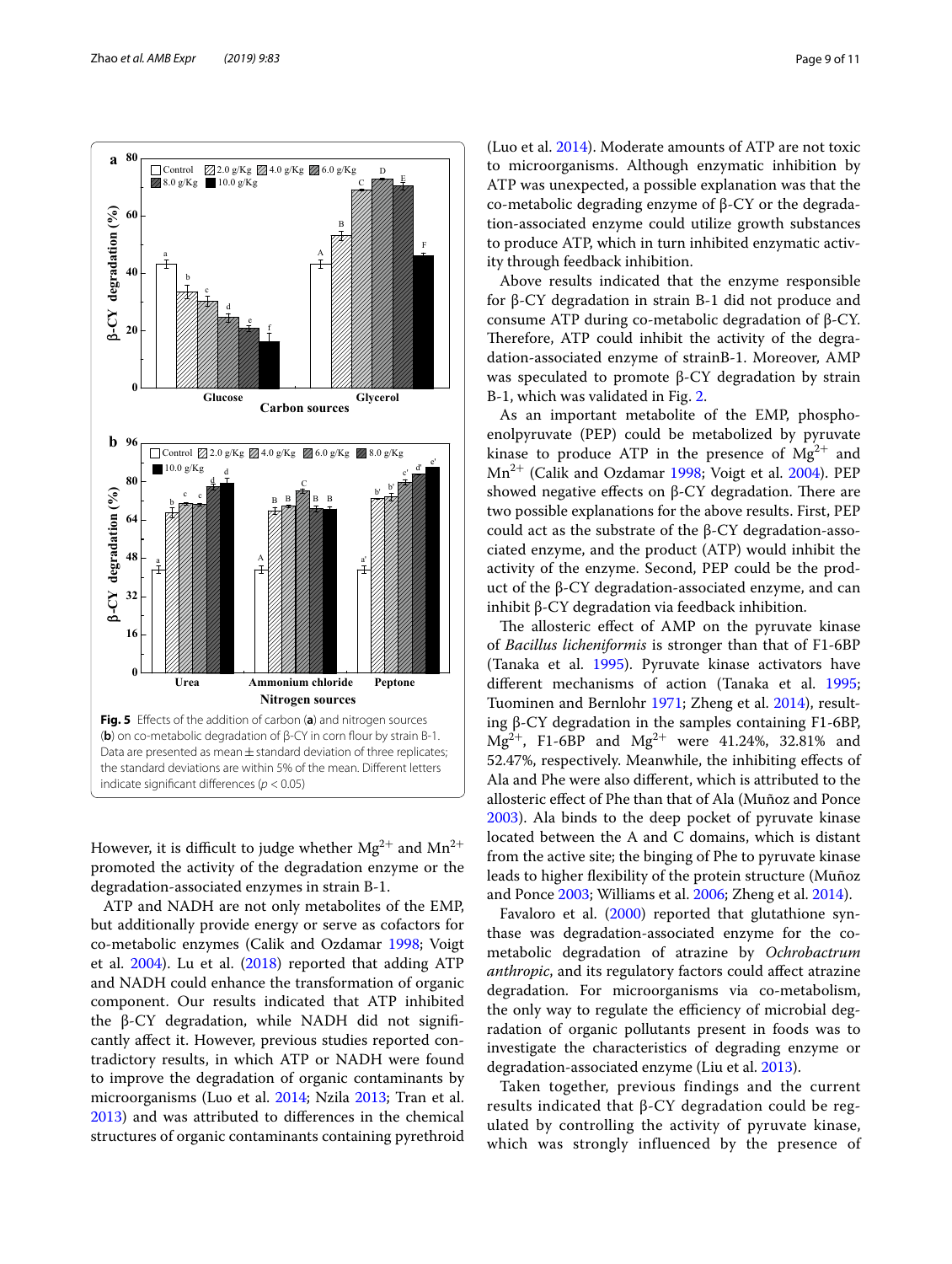**Fig. 5** Effects of the addition of carbon (**a**) and nitrogen sources (**b**) on co-metabolic degradation of β-CY in corn flour by strain B-1. Data are presented as mean ± standard deviation of three replicates; the standard deviations are within 5% of the mean. Different letters indicate significant differences ($p < 0.05$)

However, it is difficult to judge whether $Mg^{2+}$ and $Mn^{2+}$ promoted the activity of the degradation enzyme or the degradation-associated enzymes in strain B-1.

ATP and NADH are not only metabolites of the EMP, but additionally provide energy or serve as cofactors for co-metabolic enzymes (Calik and Ozdamar 1998; Voigt et al. 2004). Lu et al. (2018) reported that adding ATP and NADH could enhance the transformation of organic component. Our results indicated that ATP inhibited the β-CY degradation, while NADH did not significantly affect it. However, previous studies reported contradictory results, in which ATP or NADH were found to improve the degradation of organic contaminants by microorganisms (Luo et al. 2014; Nzila 2013; Tran et al. 2013) and was attributed to differences in the chemical structures of organic contaminants containing pyrethroid (Luo et al. 2014). Moderate amounts of ATP are not toxic to microorganisms. Although enzymatic inhibition by ATP was unexpected, a possible explanation was that the co-metabolic degrading enzyme of β-CY or the degradation-associated enzyme could utilize growth substances to produce ATP, which in turn inhibited enzymatic activity through feedback inhibition.

Above results indicated that the enzyme responsible for β-CY degradation in strain B-1 did not produce and consume ATP during co-metabolic degradation of β-CY. Therefore, ATP could inhibit the activity of the degradation-associated enzyme of strainB-1. Moreover, AMP was speculated to promote β-CY degradation by strain B-1, which was validated in Fig. 2.

As an important metabolite of the EMP, phosphoenolpyruvate (PEP) could be metabolized by pyruvate kinase to produce ATP in the presence of $Mg^{2+}$ and $Mn^{2+}$ (Calik and Ozdamar 1998; Voigt et al. 2004). PEP showed negative effects on β-CY degradation. There are two possible explanations for the above results. First, PEP could act as the substrate of the β-CY degradation-associated enzyme, and the product (ATP) would inhibit the activity of the enzyme. Second, PEP could be the product of the β-CY degradation-associated enzyme, and can inhibit β-CY degradation via feedback inhibition.

The allosteric effect of AMP on the pyruvate kinase of *Bacillus licheniformis* is stronger than that of F1-6BP (Tanaka et al. 1995). Pyruvate kinase activators have different mechanisms of action (Tanaka et al. 1995; Tuominen and Bernlohr 1971; Zheng et al. 2014), resulting β-CY degradation in the samples containing F1-6BP, $Mg^{2+}$, F1-6BP and $Mg^{2+}$ were 41.24%, 32.81% and 52.47%, respectively. Meanwhile, the inhibiting effects of Ala and Phe were also different, which is attributed to the allosteric effect of Phe than that of Ala (Muñoz and Ponce 2003). Ala binds to the deep pocket of pyruvate kinase located between the A and C domains, which is distant from the active site; the binging of Phe to pyruvate kinase leads to higher flexibility of the protein structure (Muñoz and Ponce 2003; Williams et al. 2006; Zheng et al. 2014).

Favaloro et al. (2000) reported that glutathione synthase was degradation-associated enzyme for the co-metabolic degradation of atrazine by *Ochrobactrum anthropic*, and its regulatory factors could affect atrazine degradation. For microorganisms via co-metabolism, the only way to regulate the efficiency of microbial degradation of organic pollutants present in foods was to investigate the characteristics of degrading enzyme or degradation-associated enzyme (Liu et al. 2013).

Taken together, previous findings and the current results indicated that β-CY degradation could be regulated by controlling the activity of pyruvate kinase, which was strongly influenced by the presence of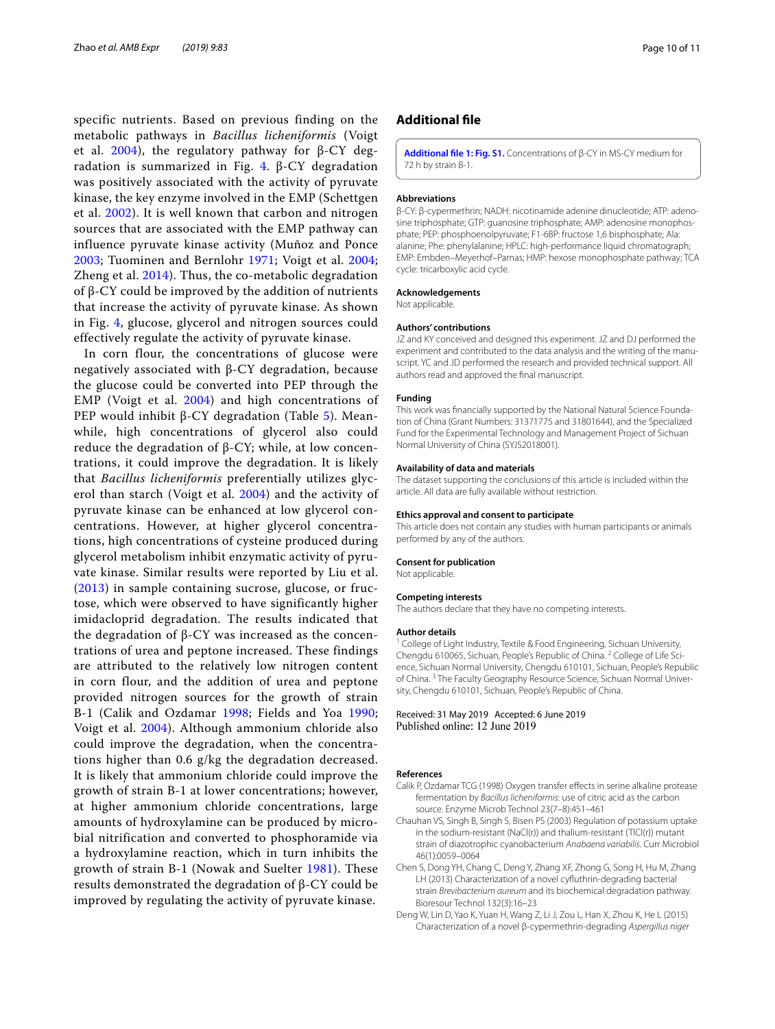specific nutrients. Based on previous finding on the metabolic pathways in *Bacillus licheniformis* (Voigt et al. 2004), the regulatory pathway for β-CY degradation is summarized in Fig. 4. β-CY degradation was positively associated with the activity of pyruvate kinase, the key enzyme involved in the EMP (Schettgen et al. 2002). It is well known that carbon and nitrogen sources that are associated with the EMP pathway can influence pyruvate kinase activity (Muñoz and Ponce 2003; Tuominen and Bernlohr 1971; Voigt et al. 2004; Zheng et al. 2014). Thus, the co-metabolic degradation of β-CY could be improved by the addition of nutrients that increase the activity of pyruvate kinase. As shown in Fig. 4, glucose, glycerol and nitrogen sources could effectively regulate the activity of pyruvate kinase.

In corn flour, the concentrations of glucose were negatively associated with β-CY degradation, because the glucose could be converted into PEP through the EMP (Voigt et al. 2004) and high concentrations of PEP would inhibit β-CY degradation (Table 5). Meanwhile, high concentrations of glycerol also could reduce the degradation of β-CY; while, at low concentrations, it could improve the degradation. It is likely that *Bacillus licheniformis* preferentially utilizes glycerol than starch (Voigt et al. 2004) and the activity of pyruvate kinase can be enhanced at low glycerol concentrations. However, at higher glycerol concentrations, high concentrations of cysteine produced during glycerol metabolism inhibit enzymatic activity of pyruvate kinase. Similar results were reported by Liu et al. (2013) in sample containing sucrose, glucose, or fructose, which were observed to have significantly higher imidacloprid degradation. The results indicated that the degradation of β-CY was increased as the concentrations of urea and peptone increased. These findings are attributed to the relatively low nitrogen content in corn flour, and the addition of urea and peptone provided nitrogen sources for the growth of strain B-1 (Calik and Ozdamar 1998; Fields and Yoa 1990; Voigt et al. 2004). Although ammonium chloride also could improve the degradation, when the concentrations higher than 0.6 g/kg the degradation decreased. It is likely that ammonium chloride could improve the growth of strain B-1 at lower concentrations; however, at higher ammonium chloride concentrations, large amounts of hydroxylamine can be produced by microbial nitrification and converted to phosphoramide via a hydroxylamine reaction, which in turn inhibits the growth of strain B-1 (Nowak and Suelter 1981). These results demonstrated the degradation of β-CY could be improved by regulating the activity of pyruvate kinase.

## Additional file

**Additional file 1: Fig. S1.** Concentrations of β-CY in MS-CY medium for 72 h by strain B-1.

### Abbreviations

β-CY: β-cypermethrin; NADH: nicotinamide adenine dinucleotide; ATP: adenosine triphosphate; GTP: guanosine triphosphate; AMP: adenosine monophosphate; PEP: phosphoenolpyruvate; F1-6BP: fructose 1,6 bisphosphate; Ala: alanine; Phe: phenylalanine; HPLC: high-performance liquid chromatograph; EMP: Embden–Meyerhof–Parnas; HMP: hexose monophosphate pathway; TCA cycle: tricarboxylic acid cycle.

### Acknowledgements

Not applicable.

### Authors' contributions

JZ and KY conceived and designed this experiment. JZ and DJ performed the experiment and contributed to the data analysis and the writing of the manuscript. YC and JD performed the research and provided technical support. All authors read and approved the final manuscript.

### Funding

This work was financially supported by the National Natural Science Foundation of China (Grant Numbers: 31371775 and 31801644), and the Specialized Fund for the Experimental Technology and Management Project of Sichuan Normal University of China (SYJS2018001).

### Availability of data and materials

The dataset supporting the conclusions of this article is included within the article. All data are fully available without restriction.

### Ethics approval and consent to participate

This article does not contain any studies with human participants or animals performed by any of the authors.

### Consent for publication

Not applicable.

### Competing interests

The authors declare that they have no competing interests.

### Author details

[1] College of Light Industry, Textile & Food Engineering, Sichuan University, Chengdu 610065, Sichuan, People's Republic of China. [2] College of Life Science, Sichuan Normal University, Chengdu 610101, Sichuan, People's Republic of China. [3] The Faculty Geography Resource Science, Sichuan Normal University, Chengdu 610101, Sichuan, People's Republic of China.

Received: 31 May 2019 Accepted: 6 June 2019
Published online: 12 June 2019

## References

- Calik P, Ozdamar TCG (1998) Oxygen transfer effects in serine alkaline protease fermentation by *Bacillus licheniformis*: use of citric acid as the carbon source. Enzyme Microb Technol 23(7–8):451–461
- Chauhan VS, Singh B, Singh S, Bisen PS (2003) Regulation of potassium uptake in the sodium-resistant (NaCl(r)) and thalium-resistant (TlCl(r)) mutant strain of diazotrophic cyanobacterium *Anabaena variabilis*. Curr Microbiol 46(1):0059–0064
- Chen S, Dong YH, Chang C, Deng Y, Zhang XF, Zhong G, Song H, Hu M, Zhang LH (2013) Characterization of a novel cyfluthrin-degrading bacterial strain *Brevibacterium aureum* and its biochemical degradation pathway. Bioresour Technol 132(3):16–23
- Deng W, Lin D, Yao K, Yuan H, Wang Z, Li J, Zou L, Han X, Zhou K, He L (2015) Characterization of a novel β-cypermethrin-degrading *Aspergillus niger*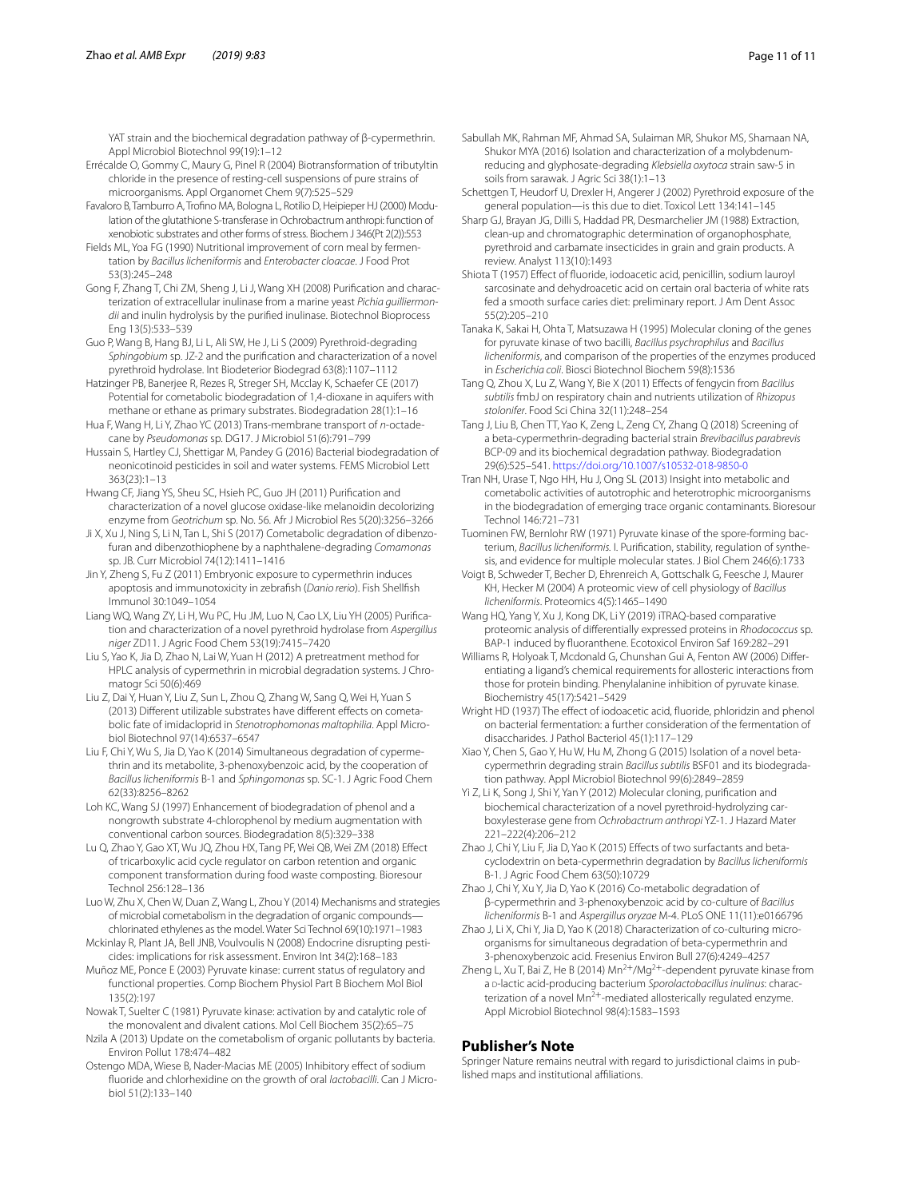YAT strain and the biochemical degradation pathway of β-cypermethrin. Appl Microbiol Biotechnol 99(19):1–12

Errécalde O, Gommy C, Maury G, Pinel R (2004) Biotransformation of tributyltin chloride in the presence of resting-cell suspensions of pure strains of microorganisms. Appl Organomet Chem 9(7):525–529

Favaloro B, Tamburro A, Trofino MA, Bologna L, Rotilio D, Heipieper HJ (2000) Modulation of the glutathione S-transferase in Ochrobactrum anthropi: function of xenobiotic substrates and other forms of stress. Biochem J 346(Pt 2(2)):553

Fields ML, Yoa FG (1990) Nutritional improvement of corn meal by fermentation by *Bacillus licheniformis* and *Enterobacter cloacae*. J Food Prot 53(3):245–248

Gong F, Zhang T, Chi ZM, Sheng J, Li J, Wang XH (2008) Purification and characterization of extracellular inulinase from a marine yeast *Pichia guilliermondii* and inulin hydrolysis by the purified inulinase. Biotechnol Bioprocess Eng 13(5):533–539

Guo P, Wang B, Hang BJ, Li L, Ali SW, He J, Li S (2009) Pyrethroid-degrading *Sphingobium* sp. JZ-2 and the purification and characterization of a novel pyrethroid hydrolase. Int Biodeterior Biodegrad 63(8):1107–1112

Hatzinger PB, Banerjee R, Rezes R, Streger SH, Mcclay K, Schaefer CE (2017) Potential for cometabolic biodegradation of 1,4-dioxane in aquifers with methane or ethane as primary substrates. Biodegradation 28(1):1–16

Hua F, Wang H, Li Y, Zhao YC (2013) Trans-membrane transport of *n*-octadecane by *Pseudomonas* sp. DG17. J Microbiol 51(6):791–799

Hussain S, Hartley CJ, Shettigar M, Pandey G (2016) Bacterial biodegradation of neonicotinoid pesticides in soil and water systems. FEMS Microbiol Lett 363(23):1–13

Hwang CF, Jiang YS, Sheu SC, Hsieh PC, Guo JH (2011) Purification and characterization of a novel glucose oxidase-like melanoidin decolorizing enzyme from *Geotrichum* sp. No. 56. Afr J Microbiol Res 5(20):3256–3266

Ji X, Xu J, Ning S, Li N, Tan L, Shi S (2017) Cometabolic degradation of dibenzofuran and dibenzothiophene by a naphthalene-degrading *Comamonas* sp. JB. Curr Microbiol 74(12):1411–1416

Jin Y, Zheng S, Fu Z (2011) Embryonic exposure to cypermethrin induces apoptosis and immunotoxicity in zebrafish (*Danio rerio*). Fish Shellfish Immunol 30:1049–1054

Liang WQ, Wang ZY, Li H, Wu PC, Hu JM, Luo N, Cao LX, Liu YH (2005) Purification and characterization of a novel pyrethroid hydrolase from *Aspergillus niger* ZD11. J Agric Food Chem 53(19):7415–7420

Liu S, Yao K, Jia D, Zhao N, Lai W, Yuan H (2012) A pretreatment method for HPLC analysis of cypermethrin in microbial degradation systems. J Chromatogr Sci 50(6):469

Liu Z, Dai Y, Huan Y, Liu Z, Sun L, Zhou Q, Zhang W, Sang Q, Wei H, Yuan S (2013) Different utilizable substrates have different effects on cometabolic fate of imidacloprid in *Stenotrophomonas maltophilia*. Appl Microbiol Biotechnol 97(14):6537–6547

Liu F, Chi Y, Wu S, Jia D, Yao K (2014) Simultaneous degradation of cypermethrin and its metabolite, 3-phenoxybenzoic acid, by the cooperation of *Bacillus licheniformis* B-1 and *Sphingomonas* sp. SC-1. J Agric Food Chem 62(33):8256–8262

Loh KC, Wang SJ (1997) Enhancement of biodegradation of phenol and a nongrowth substrate 4-chlorophenol by medium augmentation with conventional carbon sources. Biodegradation 8(5):329–338

Lu Q, Zhao Y, Gao XT, Wu JQ, Zhou HX, Tang PF, Wei QB, Wei ZM (2018) Effect of tricarboxylic acid cycle regulator on carbon retention and organic component transformation during food waste composting. Bioresour Technol 256:128–136

Luo W, Zhu X, Chen W, Duan Z, Wang L, Zhou Y (2014) Mechanisms and strategies of microbial cometabolism in the degradation of organic compounds—chlorinated ethylenes as the model. Water Sci Technol 69(10):1971–1983

Mckinlay R, Plant JA, Bell JNB, Voulvoulis N (2008) Endocrine disrupting pesticides: implications for risk assessment. Environ Int 34(2):168–183

Muñoz ME, Ponce E (2003) Pyruvate kinase: current status of regulatory and functional properties. Comp Biochem Physiol Part B Biochem Mol Biol 135(2):197

Nowak T, Suelter C (1981) Pyruvate kinase: activation by and catalytic role of the monovalent and divalent cations. Mol Cell Biochem 35(2):65–75

Nzila A (2013) Update on the cometabolism of organic pollutants by bacteria. Environ Pollut 178:474–482

Ostengo MDA, Wiese B, Nader-Macias ME (2005) Inhibitory effect of sodium fluoride and chlorhexidine on the growth of oral *lactobacilli*. Can J Microbiol 51(2):133–140

Sabullah MK, Rahman MF, Ahmad SA, Sulaiman MR, Shukor MS, Shamaan NA, Shukor MYA (2016) Isolation and characterization of a molybdenum-reducing and glyphosate-degrading *Klebsiella oxytoca* strain saw-5 in soils from sarawak. J Agric Sci 38(1):1–13

Schettgen T, Heudorf U, Drexler H, Angerer J (2002) Pyrethroid exposure of the general population—is this due to diet. Toxicol Lett 134:141–145

Sharp GJ, Brayan JG, Dilli S, Haddad PR, Desmarchelier JM (1988) Extraction, clean-up and chromatographic determination of organophosphate, pyrethroid and carbamate insecticides in grain and grain products. A review. Analyst 113(10):1493

Shiota T (1957) Effect of fluoride, iodoacetic acid, penicillin, sodium lauroyl sarcosinate and dehydroacetic acid on certain oral bacteria of white rats fed a smooth surface caries diet: preliminary report. J Am Dent Assoc 55(2):205–210

Tanaka K, Sakai H, Ohta T, Matsuzawa H (1995) Molecular cloning of the genes for pyruvate kinase of two bacilli, *Bacillus psychrophilus* and *Bacillus licheniformis*, and comparison of the properties of the enzymes produced in *Escherichia coli*. Biosci Biotechnol Biochem 59(8):1536

Tang Q, Zhou X, Lu Z, Wang Y, Bie X (2011) Effects of fengycin from *Bacillus subtilis* fmbJ on respiratory chain and nutrients utilization of *Rhizopus stolonifer*. Food Sci China 32(11):248–254

Tang J, Liu B, Chen TT, Yao K, Zeng L, Zeng CY, Zhang Q (2018) Screening of a beta-cypermethrin-degrading bacterial strain *Brevibacillus parabrevis* BCP-09 and its biochemical degradation pathway. Biodegradation 29(6):525–541. https://doi.org/10.1007/s10532-018-9850-0

Tran NH, Urase T, Ngo HH, Hu J, Ong SL (2013) Insight into metabolic and cometabolic activities of autotrophic and heterotrophic microorganisms in the biodegradation of emerging trace organic contaminants. Bioresour Technol 146:721–731

Tuominen FW, Bernlohr RW (1971) Pyruvate kinase of the spore-forming bacterium, *Bacillus licheniformis*. I. Purification, stability, regulation of synthesis, and evidence for multiple molecular states. J Biol Chem 246(6):1733

Voigt B, Schweder T, Becher D, Ehrenreich A, Gottschalk G, Feesche J, Maurer KH, Hecker M (2004) A proteomic view of cell physiology of *Bacillus licheniformis*. Proteomics 4(5):1465–1490

Wang HQ, Yang Y, Xu J, Kong DK, Li Y (2019) iTRAQ-based comparative proteomic analysis of differentially expressed proteins in *Rhodococcus* sp. BAP-1 induced by fluoranthene. Ecotoxicol Environ Saf 169:282–291

Williams R, Holyoak T, Mcdonald G, Chunshan Gui A, Fenton AW (2006) Differentiating a ligand's chemical requirements for allosteric interactions from those for protein binding. Phenylalanine inhibition of pyruvate kinase. Biochemistry 45(17):5421–5429

Wright HD (1937) The effect of iodoacetic acid, fluoride, phloridzin and phenol on bacterial fermentation: a further consideration of the fermentation of disaccharides. J Pathol Bacteriol 45(1):117–129

Xiao Y, Chen S, Gao Y, Hu W, Hu M, Zhong G (2015) Isolation of a novel beta-cypermethrin degrading strain *Bacillus subtilis* BSF01 and its biodegradation pathway. Appl Microbiol Biotechnol 99(6):2849–2859

Yi Z, Li K, Song J, Shi Y, Yan Y (2012) Molecular cloning, purification and biochemical characterization of a novel pyrethroid-hydrolyzing carboxylesterase gene from *Ochrobactrum anthropi* YZ-1. J Hazard Mater 221–222(4):206–212

Zhao J, Chi Y, Liu F, Jia D, Yao K (2015) Effects of two surfactants and beta-cyclodextrin on beta-cypermethrin degradation by *Bacillus licheniformis* B-1. J Agric Food Chem 63(50):10729

Zhao J, Chi Y, Xu Y, Jia D, Yao K (2016) Co-metabolic degradation of β-cypermethrin and 3-phenoxybenzoic acid by co-culture of *Bacillus licheniformis* B-1 and *Aspergillus oryzae* M-4. PLoS ONE 11(11):e0166796

Zhao J, Li X, Chi Y, Jia D, Yao K (2018) Characterization of co-culturing microorganisms for simultaneous degradation of beta-cypermethrin and 3-phenoxybenzoic acid. Fresenius Environ Bull 27(6):4249–4257

Zheng L, Xu T, Bai Z, He B (2014) $Mn^{2+}$/$Mg^{2+}$-dependent pyruvate kinase from a D-lactic acid-producing bacterium *Sporolactobacillus inulinus*: characterization of a novel $Mn^{2+}$-mediated allosterically regulated enzyme. Appl Microbiol Biotechnol 98(4):1583–1593

## Publisher's Note

Springer Nature remains neutral with regard to jurisdictional claims in published maps and institutional affiliations.